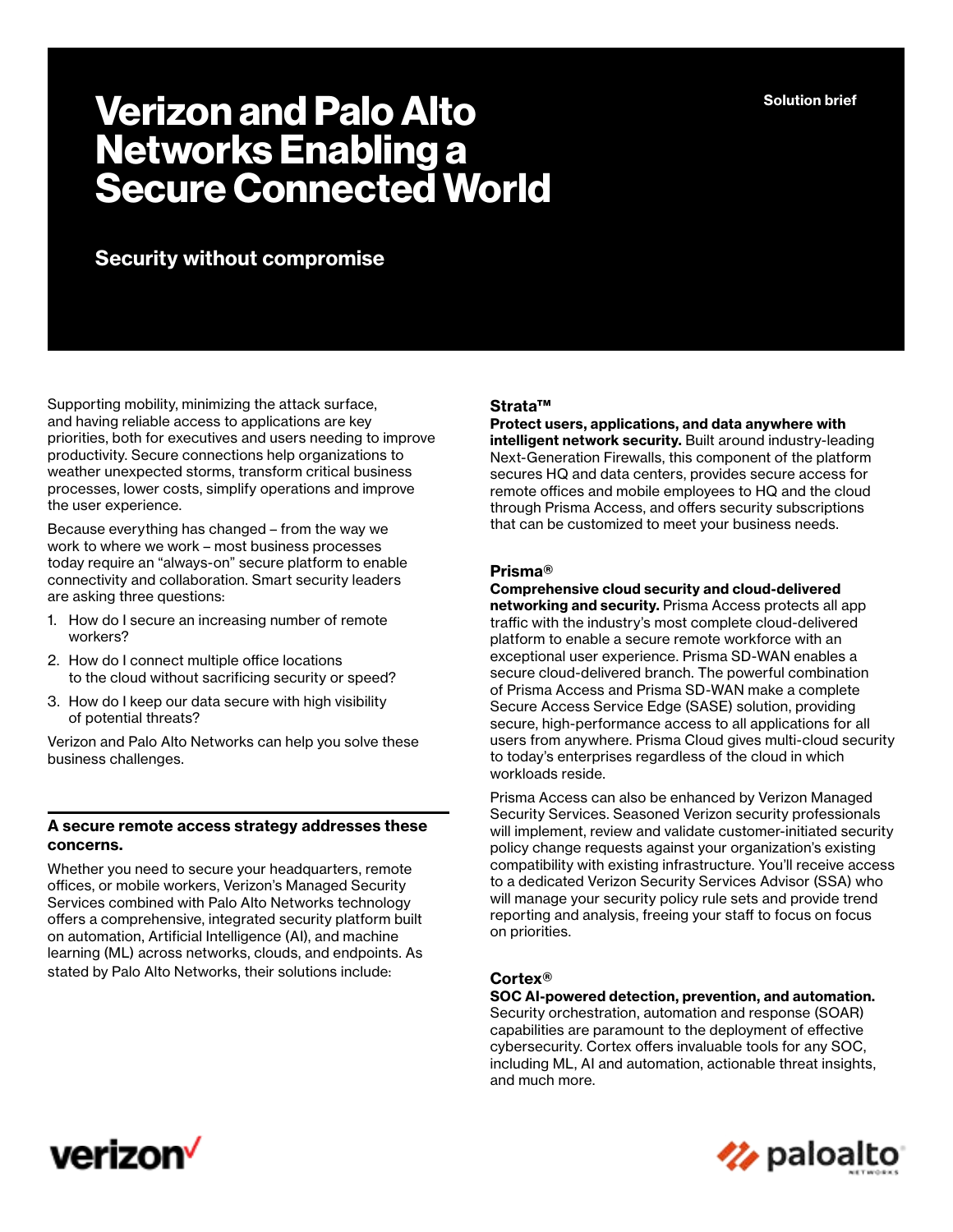Solution brief

# Verizon and Palo Alto Networks Enabling a Secure Connected World

## Security without compromise

Supporting mobility, minimizing the attack surface, and having reliable access to applications are key priorities, both for executives and users needing to improve productivity. Secure connections help organizations to weather unexpected storms, transform critical business processes, lower costs, simplify operations and improve the user experience.

Because everything has changed – from the way we work to where we work – most business processes today require an "always-on" secure platform to enable connectivity and collaboration. Smart security leaders are asking three questions:

1. How do I secure an increasing number of remote workers?
2. How do I connect multiple office locations to the cloud without sacrificing security or speed?
3. How do I keep our data secure with high visibility of potential threats?

Verizon and Palo Alto Networks can help you solve these business challenges.

### A secure remote access strategy addresses these concerns.

Whether you need to secure your headquarters, remote offices, or mobile workers, Verizon's Managed Security Services combined with Palo Alto Networks technology offers a comprehensive, integrated security platform built on automation, Artificial Intelligence (AI), and machine learning (ML) across networks, clouds, and endpoints. As stated by Palo Alto Networks, their solutions include:

### Strata™

**Protect users, applications, and data anywhere with intelligent network security.** Built around industry-leading Next-Generation Firewalls, this component of the platform secures HQ and data centers, provides secure access for remote offices and mobile employees to HQ and the cloud through Prisma Access, and offers security subscriptions that can be customized to meet your business needs.

### Prisma®

**Comprehensive cloud security and cloud-delivered networking and security.** Prisma Access protects all app traffic with the industry's most complete cloud-delivered platform to enable a secure remote workforce with an exceptional user experience. Prisma SD-WAN enables a secure cloud-delivered branch. The powerful combination of Prisma Access and Prisma SD-WAN make a complete Secure Access Service Edge (SASE) solution, providing secure, high-performance access to all applications for all users from anywhere. Prisma Cloud gives multi-cloud security to today's enterprises regardless of the cloud in which workloads reside.

Prisma Access can also be enhanced by Verizon Managed Security Services. Seasoned Verizon security professionals will implement, review and validate customer-initiated security policy change requests against your organization's existing compatibility with existing infrastructure. You'll receive access to a dedicated Verizon Security Services Advisor (SSA) who will manage your security policy rule sets and provide trend reporting and analysis, freeing your staff to focus on focus on priorities.

### Cortex®

**SOC AI-powered detection, prevention, and automation.** Security orchestration, automation and response (SOAR) capabilities are paramount to the deployment of effective cybersecurity. Cortex offers invaluable tools for any SOC, including ML, AI and automation, actionable threat insights, and much more.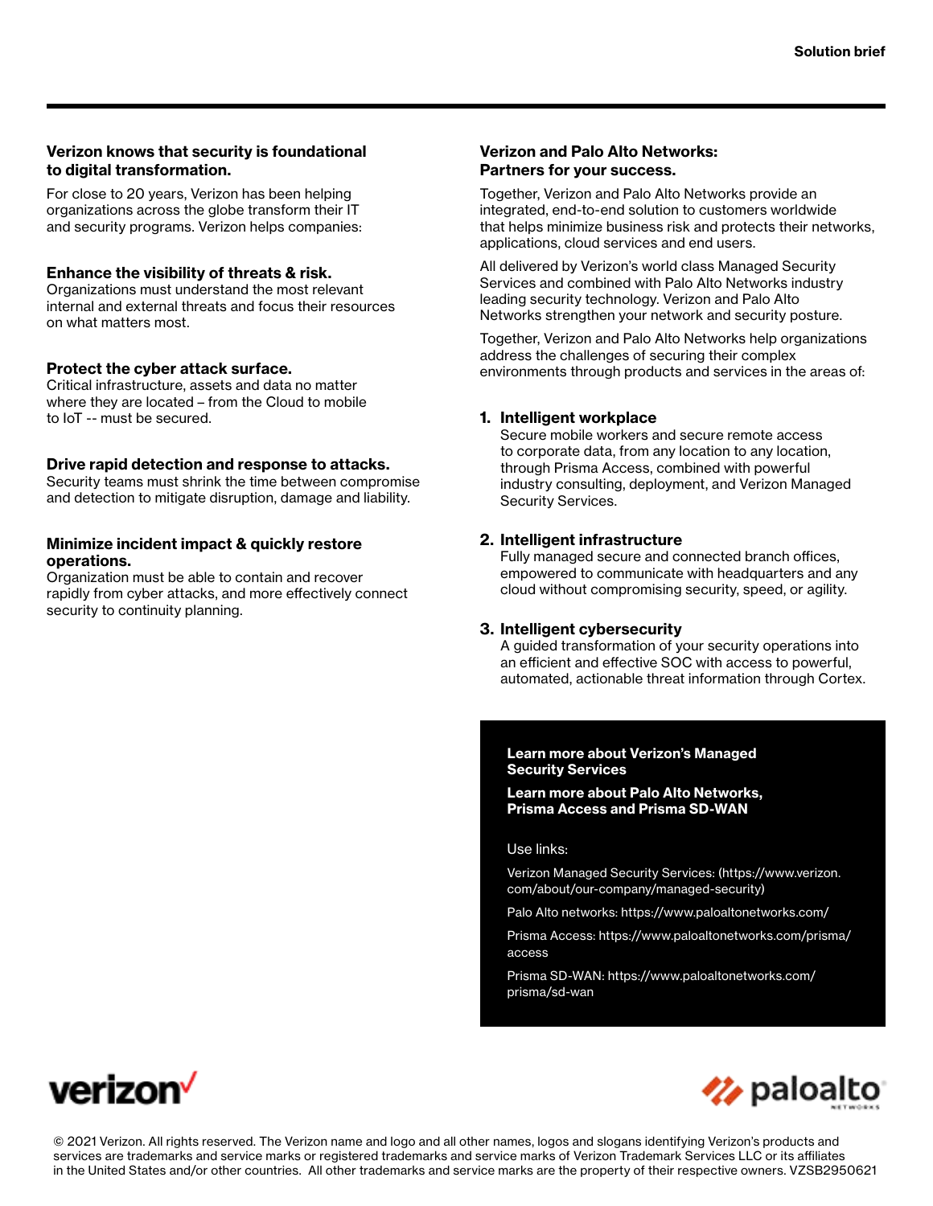## Verizon knows that security is foundational to digital transformation.

For close to 20 years, Verizon has been helping organizations across the globe transform their IT and security programs. Verizon helps companies:

### Enhance the visibility of threats & risk.

Organizations must understand the most relevant internal and external threats and focus their resources on what matters most.

### Protect the cyber attack surface.

Critical infrastructure, assets and data no matter where they are located – from the Cloud to mobile to IoT -- must be secured.

### Drive rapid detection and response to attacks.

Security teams must shrink the time between compromise and detection to mitigate disruption, damage and liability.

### Minimize incident impact & quickly restore operations.

Organization must be able to contain and recover rapidly from cyber attacks, and more effectively connect security to continuity planning.

## Verizon and Palo Alto Networks: Partners for your success.

Together, Verizon and Palo Alto Networks provide an integrated, end-to-end solution to customers worldwide that helps minimize business risk and protects their networks, applications, cloud services and end users.

All delivered by Verizon's world class Managed Security Services and combined with Palo Alto Networks industry leading security technology. Verizon and Palo Alto Networks strengthen your network and security posture.

Together, Verizon and Palo Alto Networks help organizations address the challenges of securing their complex environments through products and services in the areas of:

1. **Intelligent workplace**
   Secure mobile workers and secure remote access to corporate data, from any location to any location, through Prisma Access, combined with powerful industry consulting, deployment, and Verizon Managed Security Services.

2. **Intelligent infrastructure**
   Fully managed secure and connected branch offices, empowered to communicate with headquarters and any cloud without compromising security, speed, or agility.

3. **Intelligent cybersecurity**
   A guided transformation of your security operations into an efficient and effective SOC with access to powerful, automated, actionable threat information through Cortex.

**Learn more about Verizon's Managed Security Services**

**Learn more about Palo Alto Networks, Prisma Access and Prisma SD-WAN**

Use links:

Verizon Managed Security Services: (https://www.verizon.com/about/our-company/managed-security)

Palo Alto networks: https://www.paloaltonetworks.com/

Prisma Access: https://www.paloaltonetworks.com/prisma/access

Prisma SD-WAN: https://www.paloaltonetworks.com/prisma/sd-wan

© 2021 Verizon. All rights reserved. The Verizon name and logo and all other names, logos and slogans identifying Verizon's products and services are trademarks and service marks or registered trademarks and service marks of Verizon Trademark Services LLC or its affiliates in the United States and/or other countries. All other trademarks and service marks are the property of their respective owners. VZSB2950621